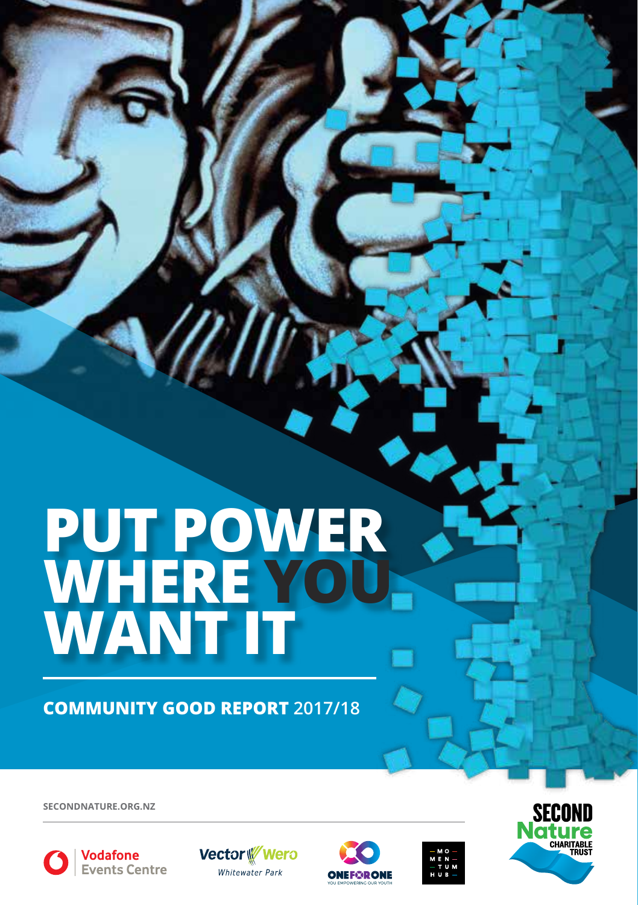# PUT POWER WHERE YOU WANT IT

**COMMUNITY GOOD REPORT** 2017/18

SECONDNATURE.ORG.NZ

Vodafone Events Centre

Vector Wero Whitewater Park

ONEFORONE YOU EMPOWERING OUR YOUTH

MOMENTUM HUB

SECOND Nature CHARITABLE TRUST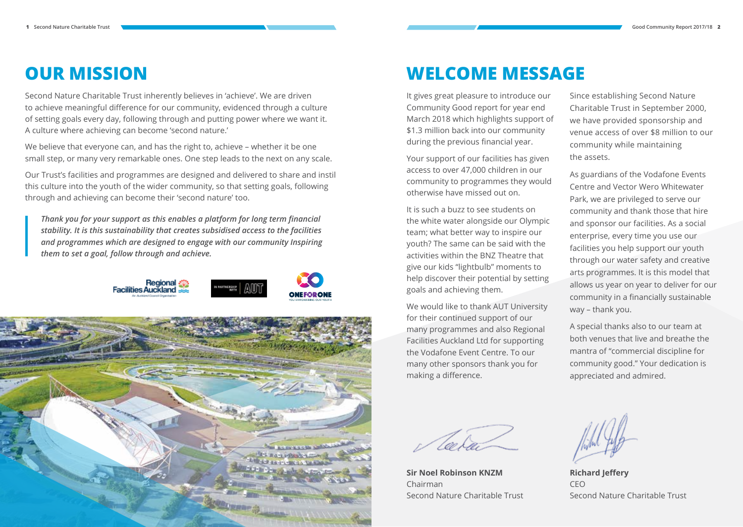# OUR MISSION

Second Nature Charitable Trust inherently believes in 'achieve'. We are driven to achieve meaningful difference for our community, evidenced through a culture of setting goals every day, following through and putting power where we want it. A culture where achieving can become 'second nature.'

We believe that everyone can, and has the right to, achieve – whether it be one small step, or many very remarkable ones. One step leads to the next on any scale.

Our Trust's facilities and programmes are designed and delivered to share and instil this culture into the youth of the wider community, so that setting goals, following through and achieving can become their 'second nature' too.

> ***Thank you for your support as this enables a platform for long term financial stability. It is this sustainability that creates subsidised access to the facilities and programmes which are designed to engage with our community Inspiring them to set a goal, follow through and achieve.***

# WELCOME MESSAGE

It gives great pleasure to introduce our Community Good report for year end March 2018 which highlights support of $1.3 million back into our community during the previous financial year.

Your support of our facilities has given access to over 47,000 children in our community to programmes they would otherwise have missed out on.

It is such a buzz to see students on the white water alongside our Olympic team; what better way to inspire our youth? The same can be said with the activities within the BNZ Theatre that give our kids "lightbulb" moments to help discover their potential by setting goals and achieving them.

We would like to thank AUT University for their continued support of our many programmes and also Regional Facilities Auckland Ltd for supporting the Vodafone Event Centre. To our many other sponsors thank you for making a difference.

Since establishing Second Nature Charitable Trust in September 2000, we have provided sponsorship and venue access of over $8 million to our community while maintaining the assets.

As guardians of the Vodafone Events Centre and Vector Wero Whitewater Park, we are privileged to serve our community and thank those that hire and sponsor our facilities. As a social enterprise, every time you use our facilities you help support our youth through our water safety and creative arts programmes. It is this model that allows us year on year to deliver for our community in a financially sustainable way – thank you.

A special thanks also to our team at both venues that live and breathe the mantra of "commercial discipline for community good." Your dedication is appreciated and admired.

**Sir Noel Robinson KNZM**
Chairman
Second Nature Charitable Trust

**Richard Jeffery**
CEO
Second Nature Charitable Trust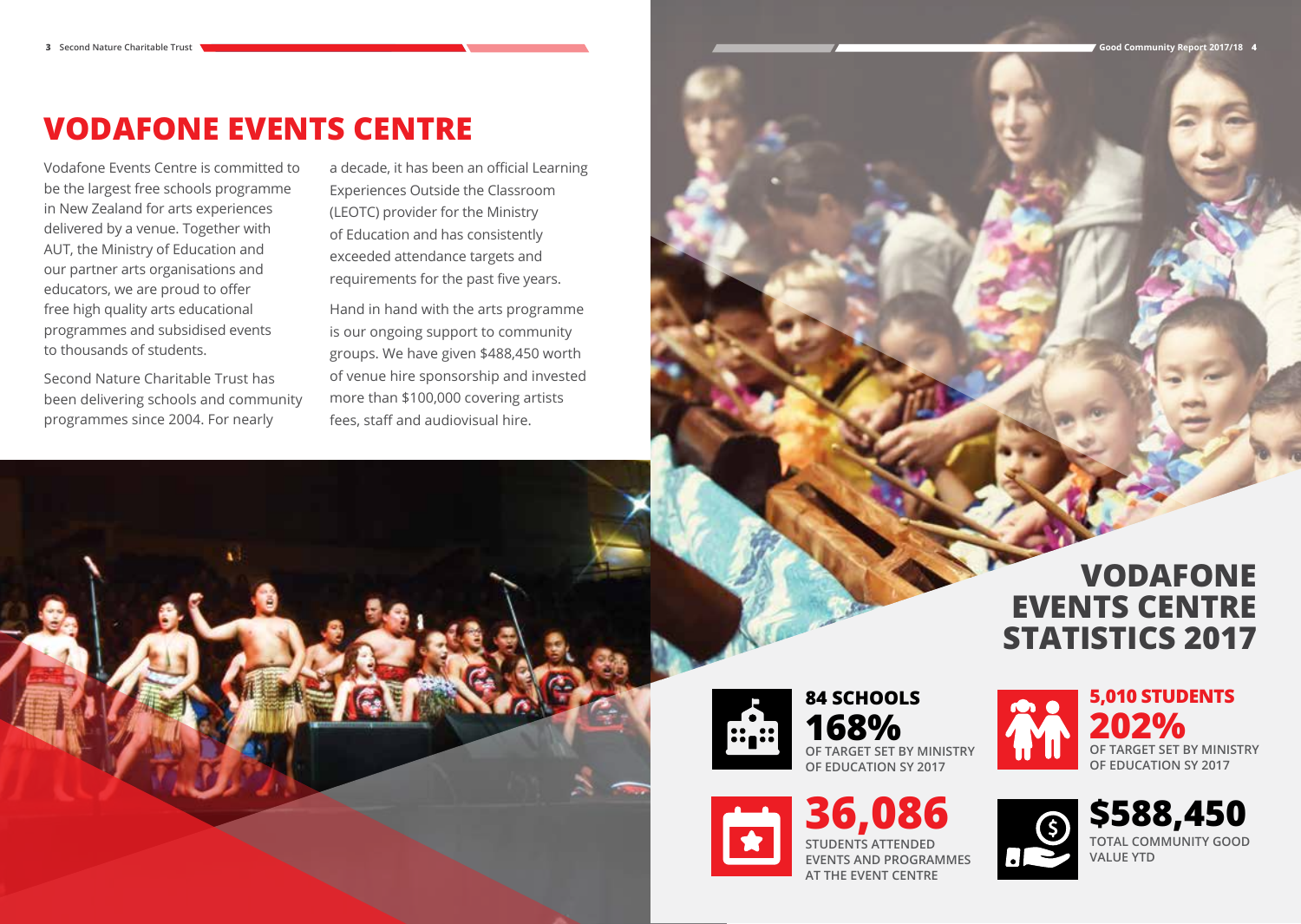# VODAFONE EVENTS CENTRE

Vodafone Events Centre is committed to be the largest free schools programme in New Zealand for arts experiences delivered by a venue. Together with AUT, the Ministry of Education and our partner arts organisations and educators, we are proud to offer free high quality arts educational programmes and subsidised events to thousands of students.

Second Nature Charitable Trust has been delivering schools and community programmes since 2004. For nearly a decade, it has been an official Learning Experiences Outside the Classroom (LEOTC) provider for the Ministry of Education and has consistently exceeded attendance targets and requirements for the past five years.

Hand in hand with the arts programme is our ongoing support to community groups. We have given $488,450 worth of venue hire sponsorship and invested more than $100,000 covering artists fees, staff and audiovisual hire.

## VODAFONE EVENTS CENTRE STATISTICS 2017

**84 SCHOOLS**
**168%**
OF TARGET SET BY MINISTRY OF EDUCATION SY 2017

**5,010 STUDENTS**
**202%**
OF TARGET SET BY MINISTRY OF EDUCATION SY 2017

**36,086**
STUDENTS ATTENDED EVENTS AND PROGRAMMES AT THE EVENT CENTRE

**$588,450**
TOTAL COMMUNITY GOOD VALUE YTD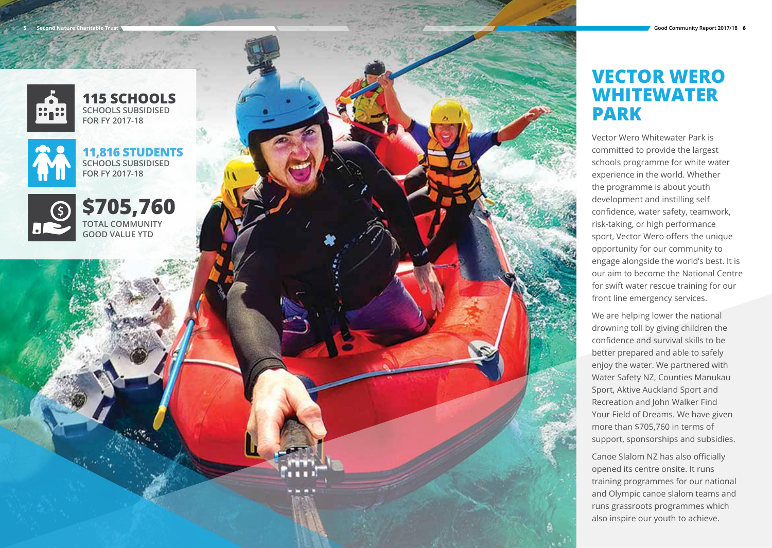**115 SCHOOLS**
SCHOOLS SUBSIDISED
FOR FY 2017-18

**11,816 STUDENTS**
SCHOOLS SUBSIDISED
FOR FY 2017-18

**$705,760**
TOTAL COMMUNITY
GOOD VALUE YTD

# VECTOR WERO WHITEWATER PARK

Vector Wero Whitewater Park is committed to provide the largest schools programme for white water experience in the world. Whether the programme is about youth development and instilling self confidence, water safety, teamwork, risk-taking, or high performance sport, Vector Wero offers the unique opportunity for our community to engage alongside the world's best. It is our aim to become the National Centre for swift water rescue training for our front line emergency services.

We are helping lower the national drowning toll by giving children the confidence and survival skills to be better prepared and able to safely enjoy the water. We partnered with Water Safety NZ, Counties Manukau Sport, Aktive Auckland Sport and Recreation and John Walker Find Your Field of Dreams. We have given more than $705,760 in terms of support, sponsorships and subsidies.

Canoe Slalom NZ has also officially opened its centre onsite. It runs training programmes for our national and Olympic canoe slalom teams and runs grassroots programmes which also inspire our youth to achieve.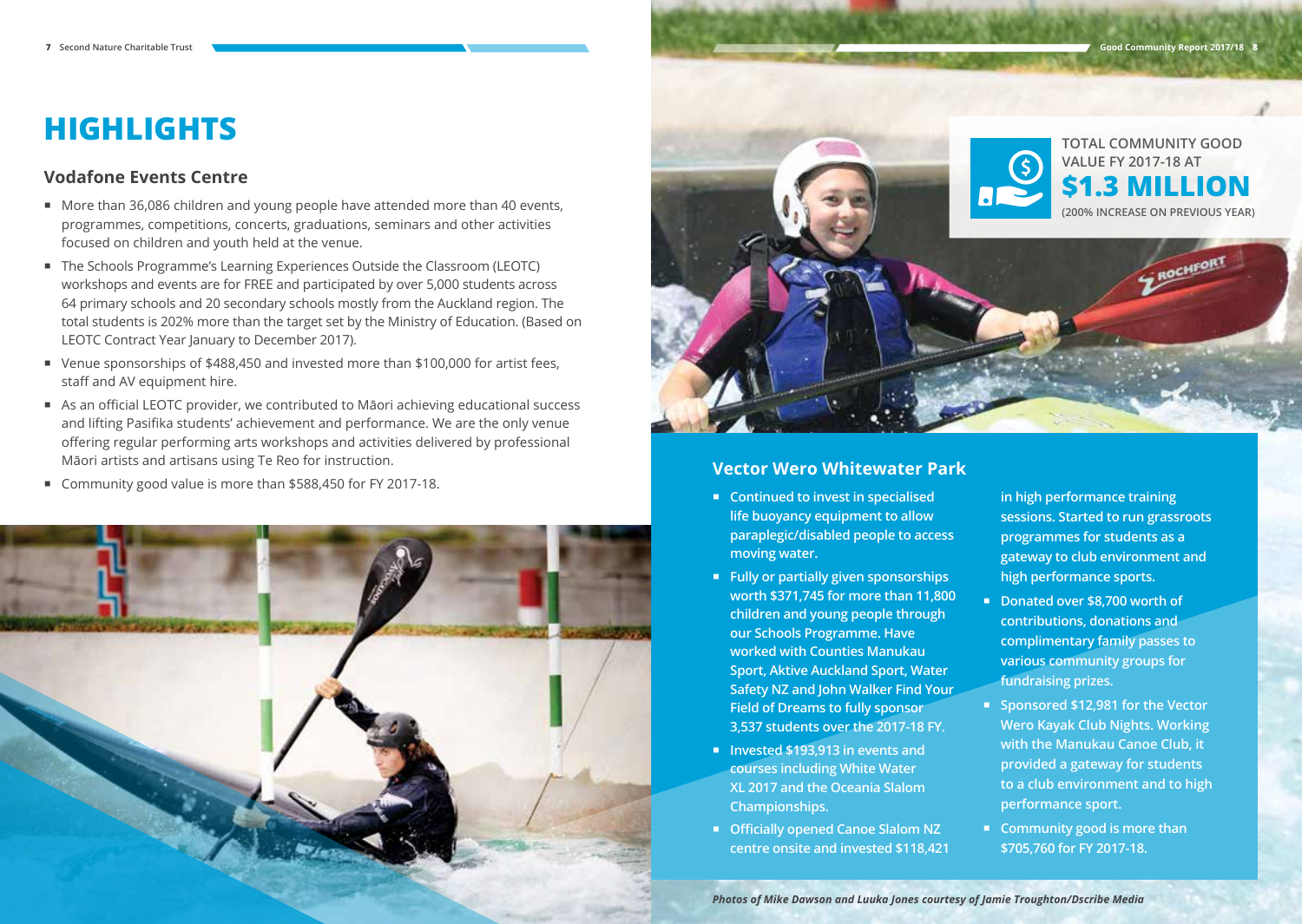# HIGHLIGHTS

## Vodafone Events Centre

- More than 36,086 children and young people have attended more than 40 events, programmes, competitions, concerts, graduations, seminars and other activities focused on children and youth held at the venue.
- The Schools Programme's Learning Experiences Outside the Classroom (LEOTC) workshops and events are for FREE and participated by over 5,000 students across 64 primary schools and 20 secondary schools mostly from the Auckland region. The total students is 202% more than the target set by the Ministry of Education. (Based on LEOTC Contract Year January to December 2017).
- Venue sponsorships of $488,450 and invested more than $100,000 for artist fees, staff and AV equipment hire.
- As an official LEOTC provider, we contributed to Māori achieving educational success and lifting Pasifika students' achievement and performance. We are the only venue offering regular performing arts workshops and activities delivered by professional Māori artists and artisans using Te Reo for instruction.
- Community good value is more than $588,450 for FY 2017-18.

TOTAL COMMUNITY GOOD VALUE FY 2017-18 AT

**$1.3 MILLION**

(200% INCREASE ON PREVIOUS YEAR)

## Vector Wero Whitewater Park

- Continued to invest in specialised life buoyancy equipment to allow paraplegic/disabled people to access moving water.
- Fully or partially given sponsorships worth $371,745 for more than 11,800 children and young people through our Schools Programme. Have worked with Counties Manukau Sport, Aktive Auckland Sport, Water Safety NZ and John Walker Find Your Field of Dreams to fully sponsor 3,537 students over the 2017-18 FY.
- Invested $193,913 in events and courses including White Water XL 2017 and the Oceania Slalom Championships.
- Officially opened Canoe Slalom NZ centre onsite and invested $118,421 in high performance training sessions. Started to run grassroots programmes for students as a gateway to club environment and high performance sports.
- Donated over $8,700 worth of contributions, donations and complimentary family passes to various community groups for fundraising prizes.
- Sponsored $12,981 for the Vector Wero Kayak Club Nights. Working with the Manukau Canoe Club, it provided a gateway for students to a club environment and to high performance sport.
- Community good is more than $705,760 for FY 2017-18.

*Photos of Mike Dawson and Luuka Jones courtesy of Jamie Troughton/Dscribe Media*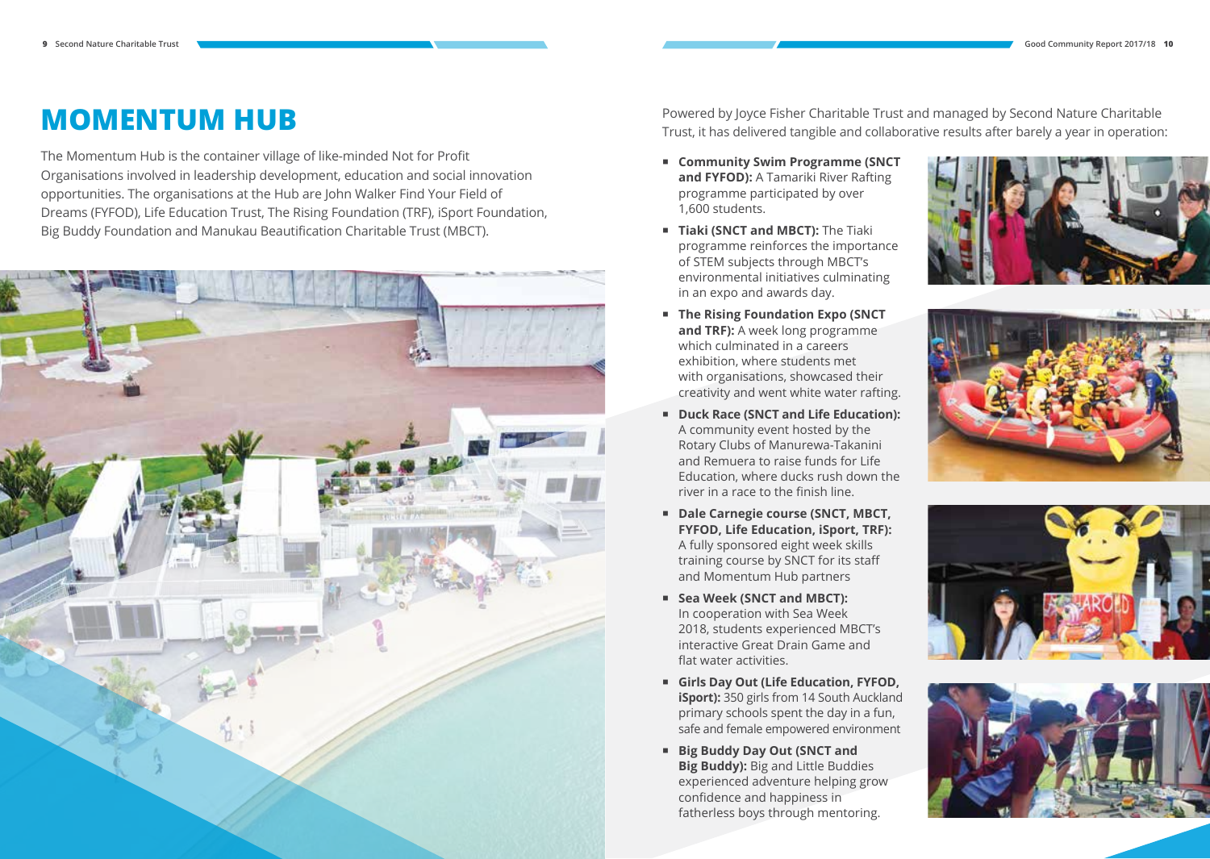# MOMENTUM HUB

The Momentum Hub is the container village of like-minded Not for Profit Organisations involved in leadership development, education and social innovation opportunities. The organisations at the Hub are John Walker Find Your Field of Dreams (FYFOD), Life Education Trust, The Rising Foundation (TRF), iSport Foundation, Big Buddy Foundation and Manukau Beautification Charitable Trust (MBCT).

Powered by Joyce Fisher Charitable Trust and managed by Second Nature Charitable Trust, it has delivered tangible and collaborative results after barely a year in operation:

- **Community Swim Programme (SNCT and FYFOD):** A Tamariki River Rafting programme participated by over 1,600 students.
- **Tiaki (SNCT and MBCT):** The Tiaki programme reinforces the importance of STEM subjects through MBCT's environmental initiatives culminating in an expo and awards day.
- **The Rising Foundation Expo (SNCT and TRF):** A week long programme which culminated in a careers exhibition, where students met with organisations, showcased their creativity and went white water rafting.
- **Duck Race (SNCT and Life Education):** A community event hosted by the Rotary Clubs of Manurewa-Takanini and Remuera to raise funds for Life Education, where ducks rush down the river in a race to the finish line.
- **Dale Carnegie course (SNCT, MBCT, FYFOD, Life Education, iSport, TRF):** A fully sponsored eight week skills training course by SNCT for its staff and Momentum Hub partners
- **Sea Week (SNCT and MBCT):** In cooperation with Sea Week 2018, students experienced MBCT's interactive Great Drain Game and flat water activities.
- **Girls Day Out (Life Education, FYFOD, iSport):** 350 girls from 14 South Auckland primary schools spent the day in a fun, safe and female empowered environment
- **Big Buddy Day Out (SNCT and Big Buddy):** Big and Little Buddies experienced adventure helping grow confidence and happiness in fatherless boys through mentoring.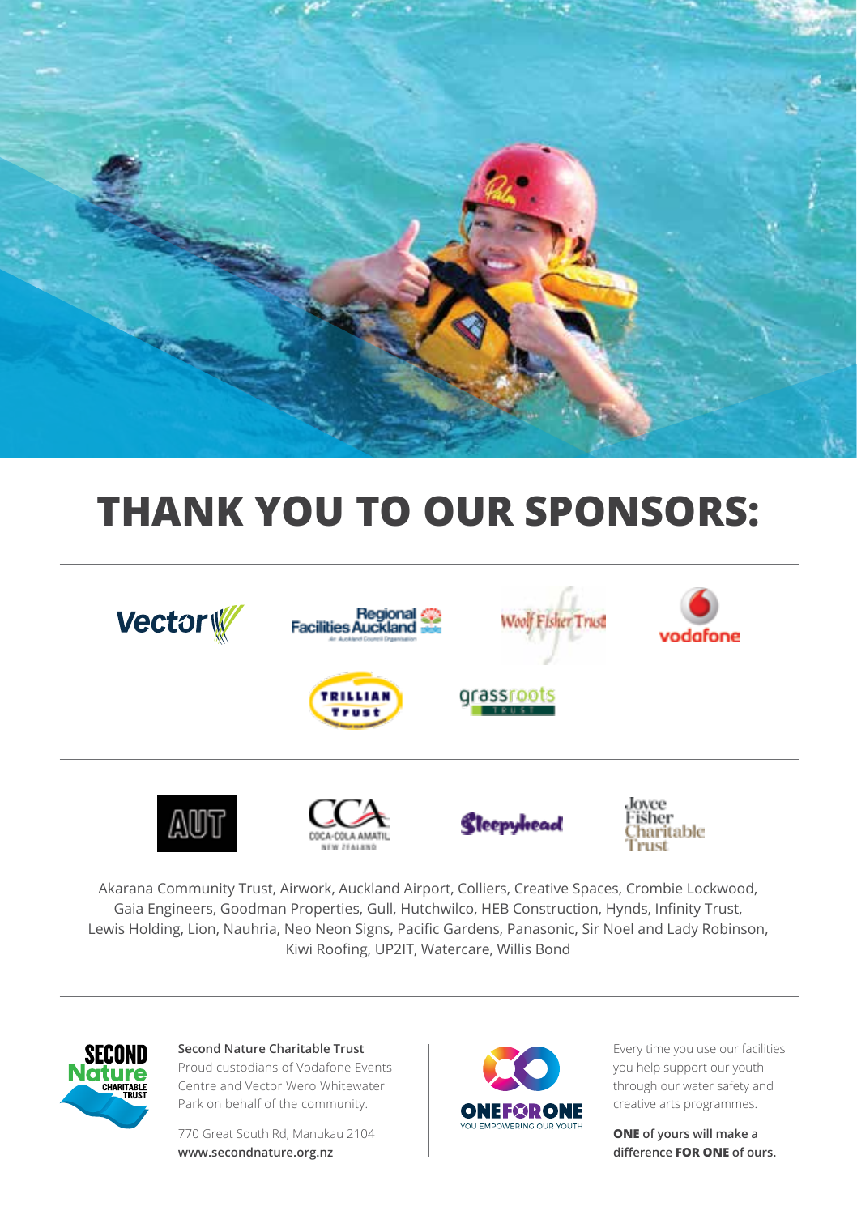# THANK YOU TO OUR SPONSORS:

Akarana Community Trust, Airwork, Auckland Airport, Colliers, Creative Spaces, Crombie Lockwood, Gaia Engineers, Goodman Properties, Gull, Hutchwilco, HEB Construction, Hynds, Infinity Trust, Lewis Holding, Lion, Nauhria, Neo Neon Signs, Pacific Gardens, Panasonic, Sir Noel and Lady Robinson, Kiwi Roofing, UP2IT, Watercare, Willis Bond

**Second Nature Charitable Trust**
Proud custodians of Vodafone Events Centre and Vector Wero Whitewater Park on behalf of the community.

770 Great South Rd, Manukau 2104
**www.secondnature.org.nz**

Every time you use our facilities you help support our youth through our water safety and creative arts programmes.

**ONE** of yours will make a difference **FOR ONE** of ours.